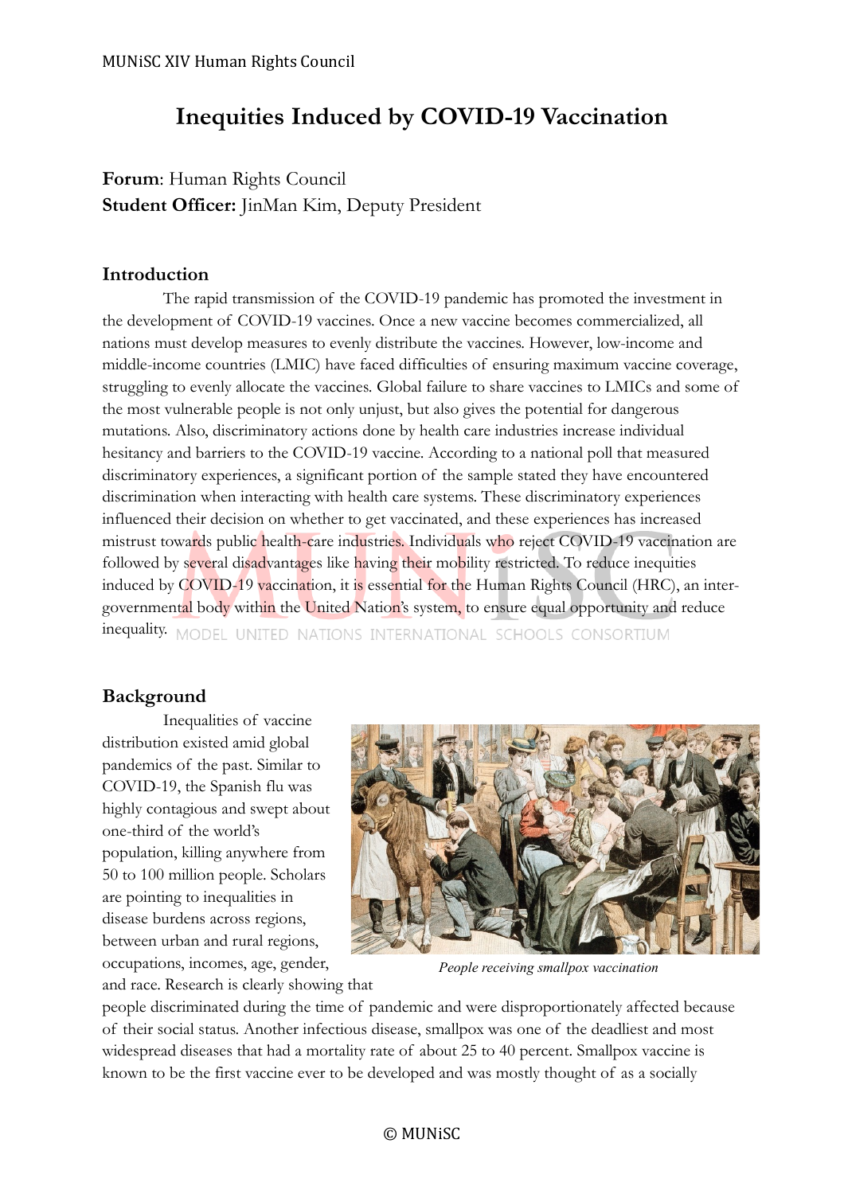# Inequities Induced by COVID-19 Vaccination

**Forum**: Human Rights Council
**Student Officer:** JinMan Kim, Deputy President

## Introduction

The rapid transmission of the COVID-19 pandemic has promoted the investment in the development of COVID-19 vaccines. Once a new vaccine becomes commercialized, all nations must develop measures to evenly distribute the vaccines. However, low-income and middle-income countries (LMIC) have faced difficulties of ensuring maximum vaccine coverage, struggling to evenly allocate the vaccines. Global failure to share vaccines to LMICs and some of the most vulnerable people is not only unjust, but also gives the potential for dangerous mutations. Also, discriminatory actions done by health care industries increase individual hesitancy and barriers to the COVID-19 vaccine. According to a national poll that measured discriminatory experiences, a significant portion of the sample stated they have encountered discrimination when interacting with health care systems. These discriminatory experiences influenced their decision on whether to get vaccinated, and these experiences has increased mistrust towards public health-care industries. Individuals who reject COVID-19 vaccination are followed by several disadvantages like having their mobility restricted. To reduce inequities induced by COVID-19 vaccination, it is essential for the Human Rights Council (HRC), an inter-governmental body within the United Nation's system, to ensure equal opportunity and reduce inequality.

## Background

Inequalities of vaccine distribution existed amid global pandemics of the past. Similar to COVID-19, the Spanish flu was highly contagious and swept about one-third of the world's population, killing anywhere from 50 to 100 million people. Scholars are pointing to inequalities in disease burdens across regions, between urban and rural regions, occupations, incomes, age, gender, and race. Research is clearly showing that people discriminated during the time of pandemic and were disproportionately affected because of their social status. Another infectious disease, smallpox was one of the deadliest and most widespread diseases that had a mortality rate of about 25 to 40 percent. Smallpox vaccine is known to be the first vaccine ever to be developed and was mostly thought of as a socially

*People receiving smallpox vaccination*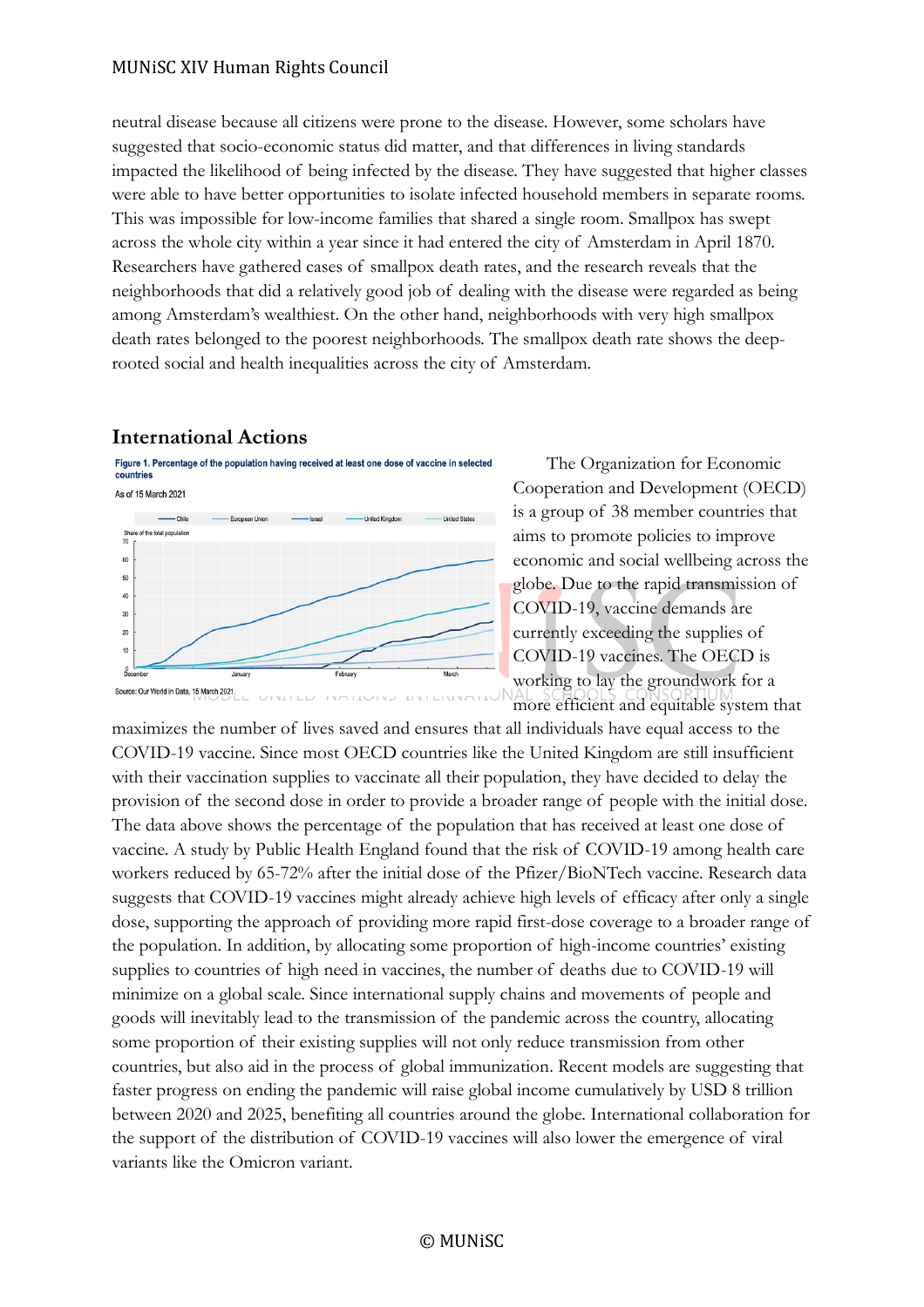neutral disease because all citizens were prone to the disease. However, some scholars have suggested that socio-economic status did matter, and that differences in living standards impacted the likelihood of being infected by the disease. They have suggested that higher classes were able to have better opportunities to isolate infected household members in separate rooms. This was impossible for low-income families that shared a single room. Smallpox has swept across the whole city within a year since it had entered the city of Amsterdam in April 1870. Researchers have gathered cases of smallpox death rates, and the research reveals that the neighborhoods that did a relatively good job of dealing with the disease were regarded as being among Amsterdam's wealthiest. On the other hand, neighborhoods with very high smallpox death rates belonged to the poorest neighborhoods. The smallpox death rate shows the deep-rooted social and health inequalities across the city of Amsterdam.

## International Actions

**Figure 1. Percentage of the population having received at least one dose of vaccine in selected countries**

As of 15 March 2021

Source: Our World in Data, 15 March 2021.

The Organization for Economic Cooperation and Development (OECD) is a group of 38 member countries that aims to promote policies to improve economic and social wellbeing across the globe. Due to the rapid transmission of COVID-19, vaccine demands are currently exceeding the supplies of COVID-19 vaccines. The OECD is working to lay the groundwork for a more efficient and equitable system that maximizes the number of lives saved and ensures that all individuals have equal access to the COVID-19 vaccine. Since most OECD countries like the United Kingdom are still insufficient with their vaccination supplies to vaccinate all their population, they have decided to delay the provision of the second dose in order to provide a broader range of people with the initial dose. The data above shows the percentage of the population that has received at least one dose of vaccine. A study by Public Health England found that the risk of COVID-19 among health care workers reduced by 65-72% after the initial dose of the Pfizer/BioNTech vaccine. Research data suggests that COVID-19 vaccines might already achieve high levels of efficacy after only a single dose, supporting the approach of providing more rapid first-dose coverage to a broader range of the population. In addition, by allocating some proportion of high-income countries' existing supplies to countries of high need in vaccines, the number of deaths due to COVID-19 will minimize on a global scale. Since international supply chains and movements of people and goods will inevitably lead to the transmission of the pandemic across the country, allocating some proportion of their existing supplies will not only reduce transmission from other countries, but also aid in the process of global immunization. Recent models are suggesting that faster progress on ending the pandemic will raise global income cumulatively by USD 8 trillion between 2020 and 2025, benefiting all countries around the globe. International collaboration for the support of the distribution of COVID-19 vaccines will also lower the emergence of viral variants like the Omicron variant.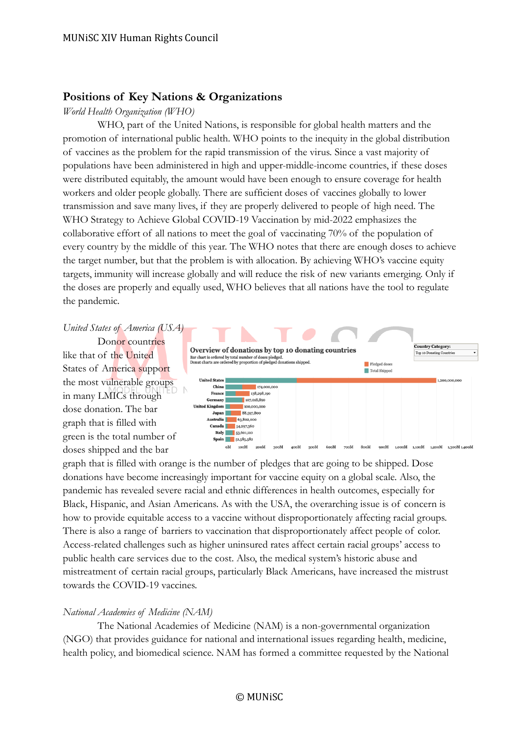## Positions of Key Nations & Organizations

*World Health Organization (WHO)*

WHO, part of the United Nations, is responsible for global health matters and the promotion of international public health. WHO points to the inequity in the global distribution of vaccines as the problem for the rapid transmission of the virus. Since a vast majority of populations have been administered in high and upper-middle-income countries, if these doses were distributed equitably, the amount would have been enough to ensure coverage for health workers and older people globally. There are sufficient doses of vaccines globally to lower transmission and save many lives, if they are properly delivered to people of high need. The WHO Strategy to Achieve Global COVID-19 Vaccination by mid-2022 emphasizes the collaborative effort of all nations to meet the goal of vaccinating 70% of the population of every country by the middle of this year. The WHO notes that there are enough doses to achieve the target number, but that the problem is with allocation. By achieving WHO's vaccine equity targets, immunity will increase globally and will reduce the risk of new variants emerging. Only if the doses are properly and equally used, WHO believes that all nations have the tool to regulate the pandemic.

*United States of America (USA)*

Donor countries like that of the United States of America support the most vulnerable groups in many LMICs through dose donation. The bar graph that is filled with green is the total number of doses shipped and the bar graph that is filled with orange is the number of pledges that are going to be shipped. Dose donations have become increasingly important for vaccine equity on a global scale. Also, the pandemic has revealed severe racial and ethnic differences in health outcomes, especially for Black, Hispanic, and Asian Americans. As with the USA, the overarching issue is of concern is how to provide equitable access to a vaccine without disproportionately affecting racial groups. There is also a range of barriers to vaccination that disproportionately affect people of color. Access-related challenges such as higher uninsured rates affect certain racial groups' access to public health care services due to the cost. Also, the medical system's historic abuse and mistreatment of certain racial groups, particularly Black Americans, have increased the mistrust towards the COVID-19 vaccines.

*National Academies of Medicine (NAM)*

The National Academies of Medicine (NAM) is a non-governmental organization (NGO) that provides guidance for national and international issues regarding health, medicine, health policy, and biomedical science. NAM has formed a committee requested by the National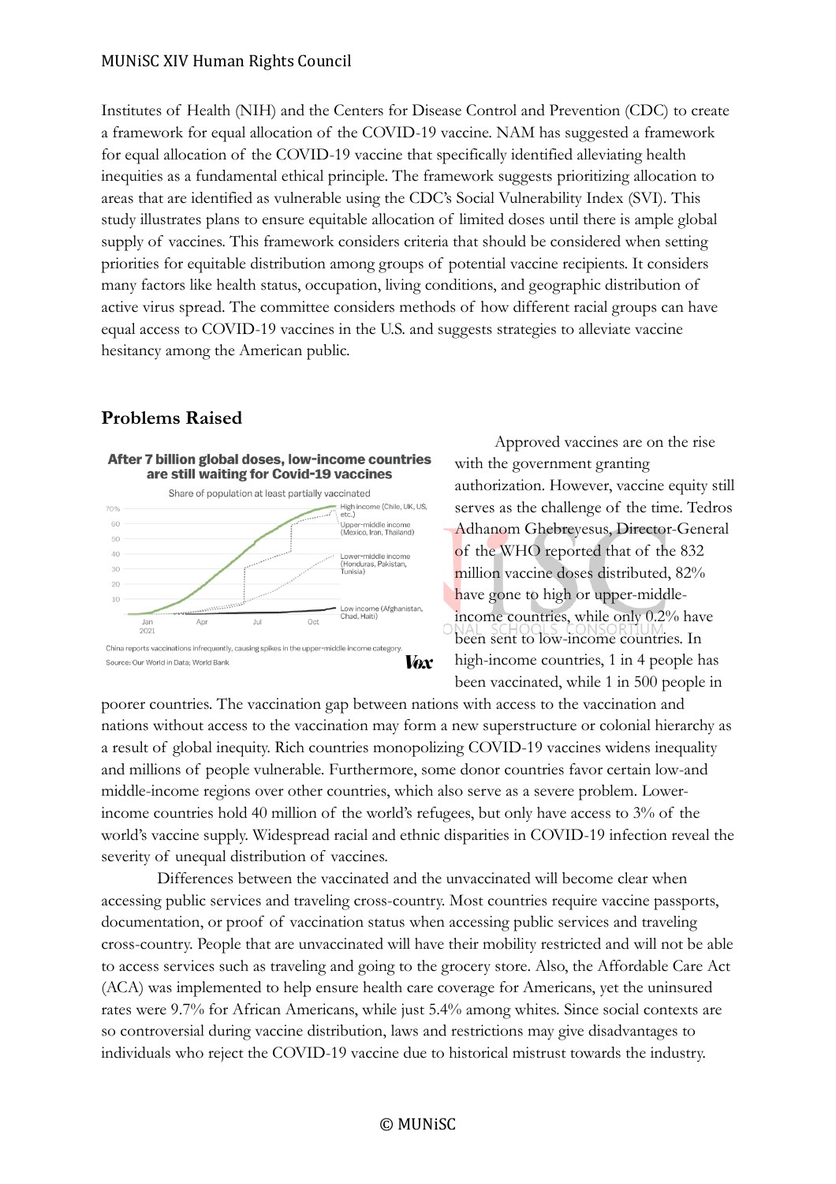Institutes of Health (NIH) and the Centers for Disease Control and Prevention (CDC) to create a framework for equal allocation of the COVID-19 vaccine. NAM has suggested a framework for equal allocation of the COVID-19 vaccine that specifically identified alleviating health inequities as a fundamental ethical principle. The framework suggests prioritizing allocation to areas that are identified as vulnerable using the CDC's Social Vulnerability Index (SVI). This study illustrates plans to ensure equitable allocation of limited doses until there is ample global supply of vaccines. This framework considers criteria that should be considered when setting priorities for equitable distribution among groups of potential vaccine recipients. It considers many factors like health status, occupation, living conditions, and geographic distribution of active virus spread. The committee considers methods of how different racial groups can have equal access to COVID-19 vaccines in the U.S. and suggests strategies to alleviate vaccine hesitancy among the American public.

## Problems Raised

**After 7 billion global doses, low-income countries are still waiting for Covid-19 vaccines**

Share of population at least partially vaccinated

High income (Chile, UK, US, etc.)
Upper-middle income (Mexico, Iran, Thailand)
Lower-middle income (Honduras, Pakistan, Tunisia)
Low income (Afghanistan, Chad, Haiti)

China reports vaccinations infrequently, causing spikes in the upper-middle income category.
Source: Our World in Data; World Bank

Vox

Approved vaccines are on the rise with the government granting authorization. However, vaccine equity still serves as the challenge of the time. Tedros Adhanom Ghebreyesus, Director-General of the WHO reported that of the 832 million vaccine doses distributed, 82% have gone to high or upper-middle-income countries, while only 0.2% have been sent to low-income countries. In high-income countries, 1 in 4 people has been vaccinated, while 1 in 500 people in poorer countries. The vaccination gap between nations with access to the vaccination and nations without access to the vaccination may form a new superstructure or colonial hierarchy as a result of global inequity. Rich countries monopolizing COVID-19 vaccines widens inequality and millions of people vulnerable. Furthermore, some donor countries favor certain low-and middle-income regions over other countries, which also serve as a severe problem. Lower-income countries hold 40 million of the world's refugees, but only have access to 3% of the world's vaccine supply. Widespread racial and ethnic disparities in COVID-19 infection reveal the severity of unequal distribution of vaccines.

Differences between the vaccinated and the unvaccinated will become clear when accessing public services and traveling cross-country. Most countries require vaccine passports, documentation, or proof of vaccination status when accessing public services and traveling cross-country. People that are unvaccinated will have their mobility restricted and will not be able to access services such as traveling and going to the grocery store. Also, the Affordable Care Act (ACA) was implemented to help ensure health care coverage for Americans, yet the uninsured rates were 9.7% for African Americans, while just 5.4% among whites. Since social contexts are so controversial during vaccine distribution, laws and restrictions may give disadvantages to individuals who reject the COVID-19 vaccine due to historical mistrust towards the industry.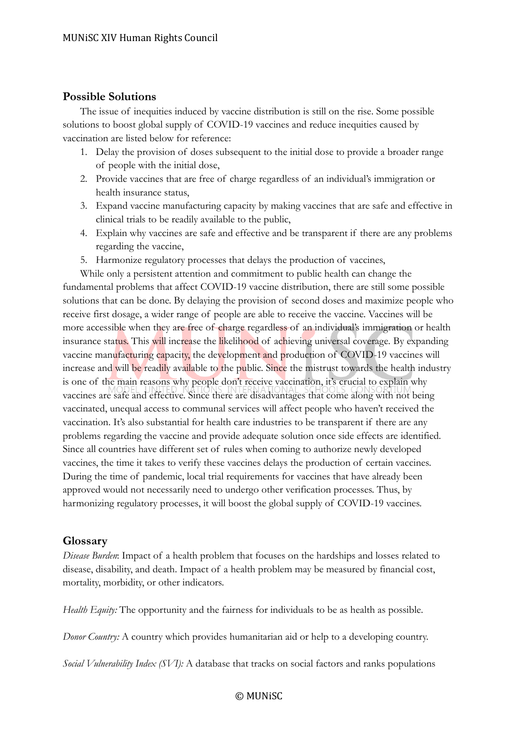## Possible Solutions

The issue of inequities induced by vaccine distribution is still on the rise. Some possible solutions to boost global supply of COVID-19 vaccines and reduce inequities caused by vaccination are listed below for reference:

1. Delay the provision of doses subsequent to the initial dose to provide a broader range of people with the initial dose,
2. Provide vaccines that are free of charge regardless of an individual's immigration or health insurance status,
3. Expand vaccine manufacturing capacity by making vaccines that are safe and effective in clinical trials to be readily available to the public,
4. Explain why vaccines are safe and effective and be transparent if there are any problems regarding the vaccine,
5. Harmonize regulatory processes that delays the production of vaccines,

While only a persistent attention and commitment to public health can change the fundamental problems that affect COVID-19 vaccine distribution, there are still some possible solutions that can be done. By delaying the provision of second doses and maximize people who receive first dosage, a wider range of people are able to receive the vaccine. Vaccines will be more accessible when they are free of charge regardless of an individual's immigration or health insurance status. This will increase the likelihood of achieving universal coverage. By expanding vaccine manufacturing capacity, the development and production of COVID-19 vaccines will increase and will be readily available to the public. Since the mistrust towards the health industry is one of the main reasons why people don't receive vaccination, it's crucial to explain why vaccines are safe and effective. Since there are disadvantages that come along with not being vaccinated, unequal access to communal services will affect people who haven't received the vaccination. It's also substantial for health care industries to be transparent if there are any problems regarding the vaccine and provide adequate solution once side effects are identified. Since all countries have different set of rules when coming to authorize newly developed vaccines, the time it takes to verify these vaccines delays the production of certain vaccines. During the time of pandemic, local trial requirements for vaccines that have already been approved would not necessarily need to undergo other verification processes. Thus, by harmonizing regulatory processes, it will boost the global supply of COVID-19 vaccines.

## Glossary

*Disease Burden*: Impact of a health problem that focuses on the hardships and losses related to disease, disability, and death. Impact of a health problem may be measured by financial cost, mortality, morbidity, or other indicators.

*Health Equity:* The opportunity and the fairness for individuals to be as health as possible.

*Donor Country:* A country which provides humanitarian aid or help to a developing country.

*Social Vulnerability Index (SVI):* A database that tracks on social factors and ranks populations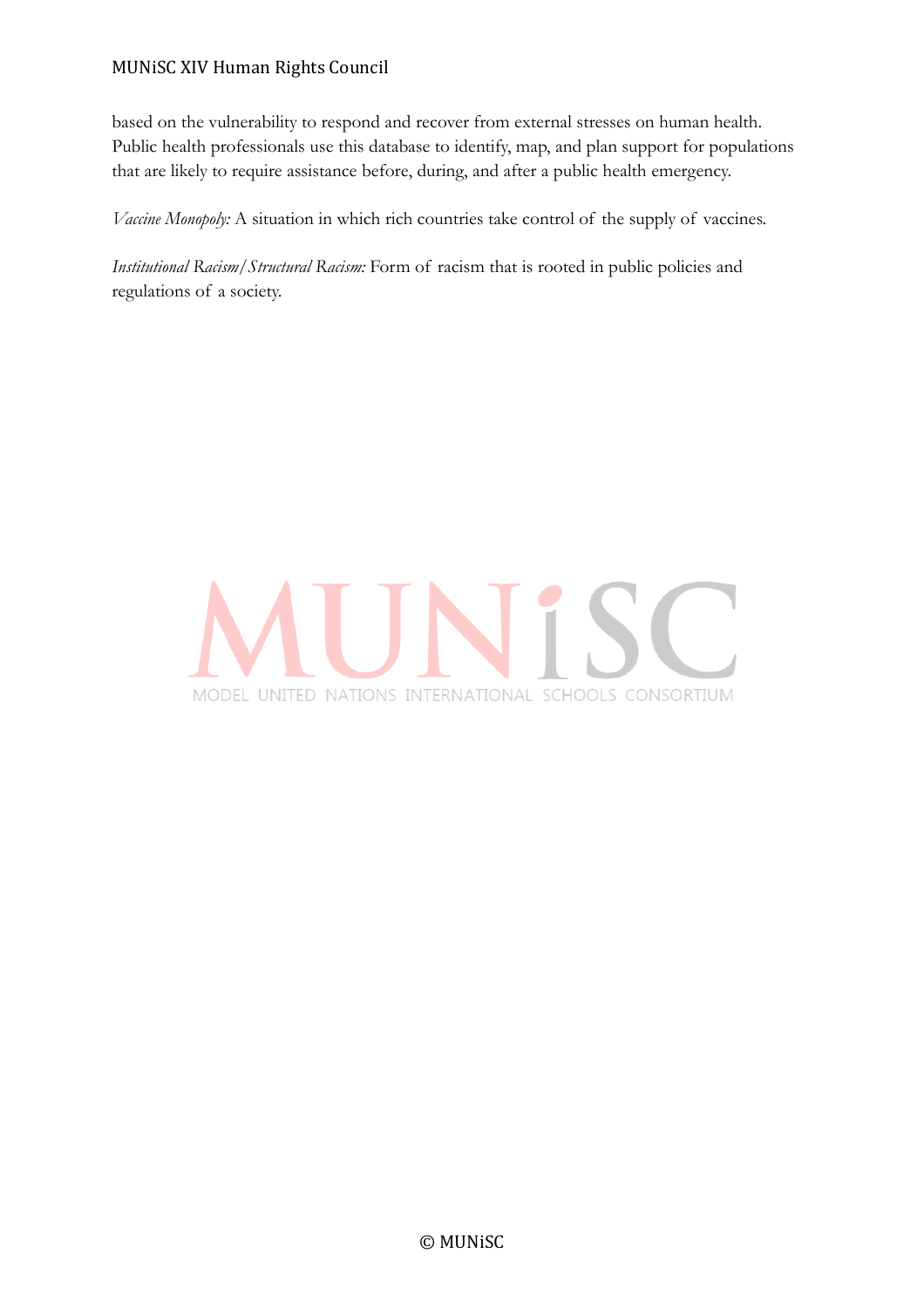based on the vulnerability to respond and recover from external stresses on human health. Public health professionals use this database to identify, map, and plan support for populations that are likely to require assistance before, during, and after a public health emergency.

*Vaccine Monopoly:* A situation in which rich countries take control of the supply of vaccines.

*Institutional Racism/Structural Racism:* Form of racism that is rooted in public policies and regulations of a society.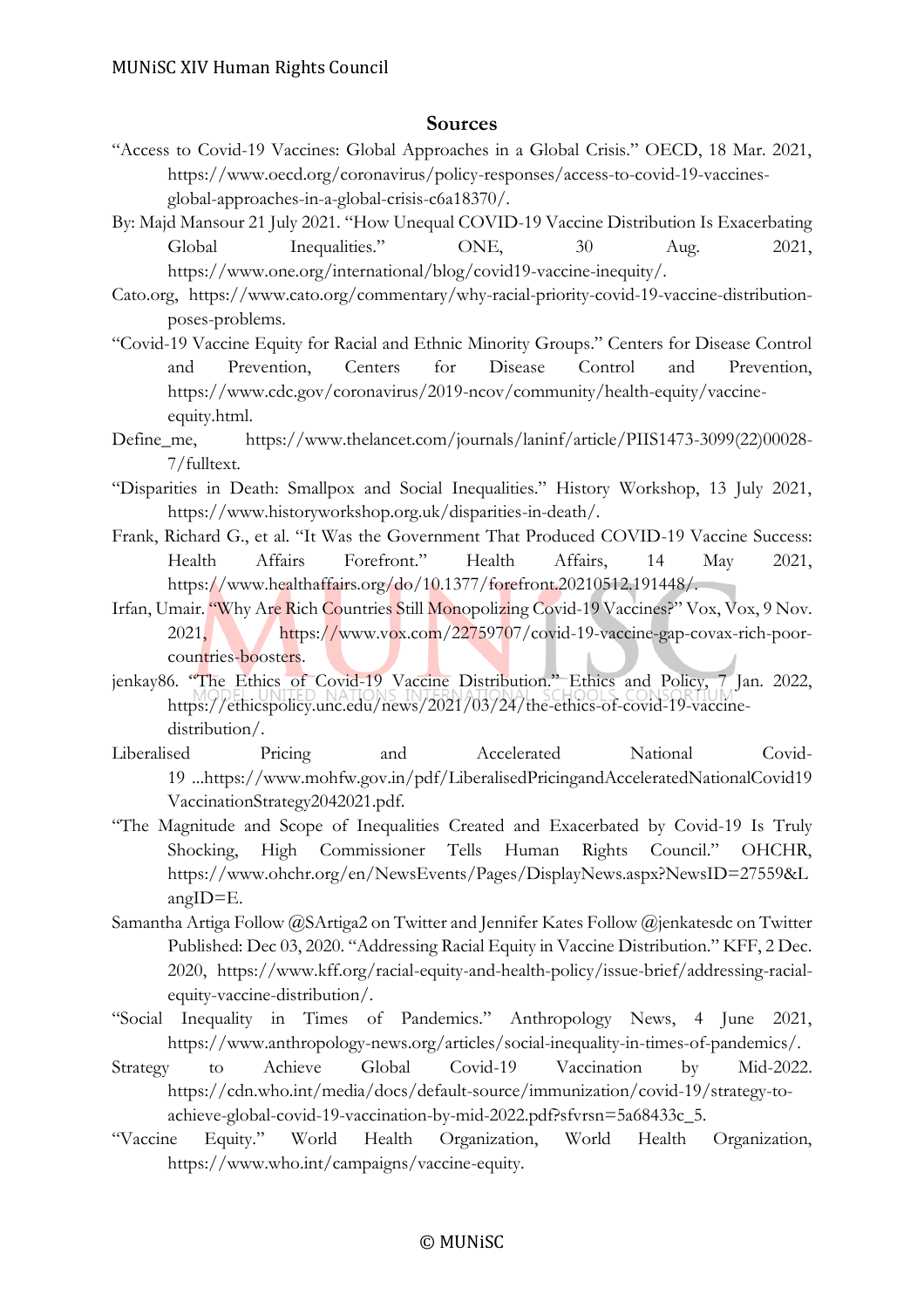## Sources

“Access to Covid-19 Vaccines: Global Approaches in a Global Crisis.” OECD, 18 Mar. 2021, https://www.oecd.org/coronavirus/policy-responses/access-to-covid-19-vaccines-global-approaches-in-a-global-crisis-c6a18370/.

By: Majd Mansour 21 July 2021. “How Unequal COVID-19 Vaccine Distribution Is Exacerbating Global Inequalities.” ONE, 30 Aug. 2021, https://www.one.org/international/blog/covid19-vaccine-inequity/.

Cato.org, https://www.cato.org/commentary/why-racial-priority-covid-19-vaccine-distribution-poses-problems.

“Covid-19 Vaccine Equity for Racial and Ethnic Minority Groups.” Centers for Disease Control and Prevention, Centers for Disease Control and Prevention, https://www.cdc.gov/coronavirus/2019-ncov/community/health-equity/vaccine-equity.html.

Define_me, https://www.thelancet.com/journals/laninf/article/PIIS1473-3099(22)00028-7/fulltext.

“Disparities in Death: Smallpox and Social Inequalities.” History Workshop, 13 July 2021, https://www.historyworkshop.org.uk/disparities-in-death/.

Frank, Richard G., et al. “It Was the Government That Produced COVID-19 Vaccine Success: Health Affairs Forefront.” Health Affairs, 14 May 2021, https://www.healthaffairs.org/do/10.1377/forefront.20210512.191448/.

Irfan, Umair. “Why Are Rich Countries Still Monopolizing Covid-19 Vaccines?” Vox, Vox, 9 Nov. 2021, https://www.vox.com/22759707/covid-19-vaccine-gap-covax-rich-poor-countries-boosters.

jenkay86. “The Ethics of Covid-19 Vaccine Distribution.” Ethics and Policy, 7 Jan. 2022, https://ethicspolicy.unc.edu/news/2021/03/24/the-ethics-of-covid-19-vaccine-distribution/.

Liberalised Pricing and Accelerated National Covid-19 ...https://www.mohfw.gov.in/pdf/LiberalisedPricingandAcceleratedNationalCovid19VaccinationStrategy2042021.pdf.

“The Magnitude and Scope of Inequalities Created and Exacerbated by Covid-19 Is Truly Shocking, High Commissioner Tells Human Rights Council.” OHCHR, https://www.ohchr.org/en/NewsEvents/Pages/DisplayNews.aspx?NewsID=27559&LangID=E.

Samantha Artiga Follow @SArtiga2 on Twitter and Jennifer Kates Follow @jenkatesdc on Twitter Published: Dec 03, 2020. “Addressing Racial Equity in Vaccine Distribution.” KFF, 2 Dec. 2020, https://www.kff.org/racial-equity-and-health-policy/issue-brief/addressing-racial-equity-vaccine-distribution/.

“Social Inequality in Times of Pandemics.” Anthropology News, 4 June 2021, https://www.anthropology-news.org/articles/social-inequality-in-times-of-pandemics/.

Strategy to Achieve Global Covid-19 Vaccination by Mid-2022. https://cdn.who.int/media/docs/default-source/immunization/covid-19/strategy-to-achieve-global-covid-19-vaccination-by-mid-2022.pdf?sfvrsn=5a68433c_5.

“Vaccine Equity.” World Health Organization, World Health Organization, https://www.who.int/campaigns/vaccine-equity.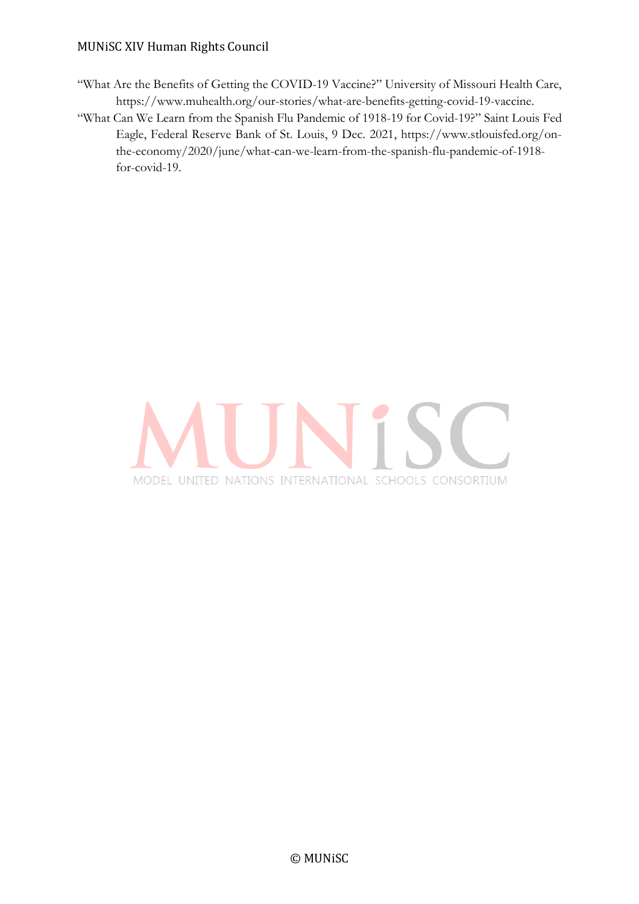"What Are the Benefits of Getting the COVID-19 Vaccine?" University of Missouri Health Care, https://www.muhealth.org/our-stories/what-are-benefits-getting-covid-19-vaccine.

"What Can We Learn from the Spanish Flu Pandemic of 1918-19 for Covid-19?" Saint Louis Fed Eagle, Federal Reserve Bank of St. Louis, 9 Dec. 2021, https://www.stlouisfed.org/on-the-economy/2020/june/what-can-we-learn-from-the-spanish-flu-pandemic-of-1918-for-covid-19.